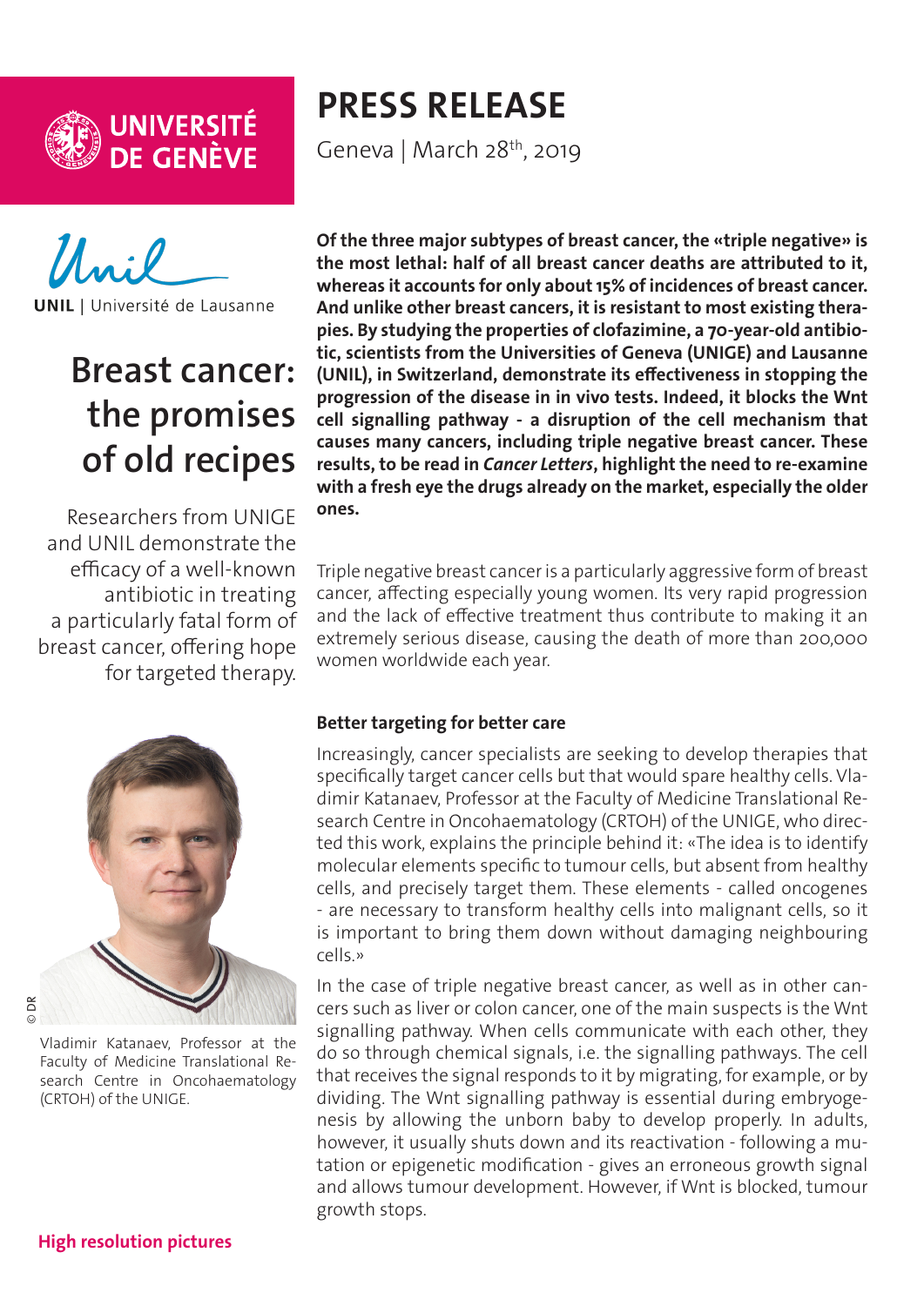UNIVERSITÉ DE GENÈVE

UNIL | Université de Lausanne

# PRESS RELEASE

Geneva | March 28th, 2019

## Breast cancer: the promises of old recipes

Researchers from UNIGE and UNIL demonstrate the efficacy of a well-known antibiotic in treating a particularly fatal form of breast cancer, offering hope for targeted therapy.

**Of the three major subtypes of breast cancer, the «triple negative» is the most lethal: half of all breast cancer deaths are attributed to it, whereas it accounts for only about 15% of incidences of breast cancer. And unlike other breast cancers, it is resistant to most existing therapies. By studying the properties of clofazimine, a 70-year-old antibiotic, scientists from the Universities of Geneva (UNIGE) and Lausanne (UNIL), in Switzerland, demonstrate its effectiveness in stopping the progression of the disease in in vivo tests. Indeed, it blocks the Wnt cell signalling pathway - a disruption of the cell mechanism that causes many cancers, including triple negative breast cancer. These results, to be read in *Cancer Letters*, highlight the need to re-examine with a fresh eye the drugs already on the market, especially the older ones.**

Triple negative breast cancer is a particularly aggressive form of breast cancer, affecting especially young women. Its very rapid progression and the lack of effective treatment thus contribute to making it an extremely serious disease, causing the death of more than 200,000 women worldwide each year.

### Better targeting for better care

Increasingly, cancer specialists are seeking to develop therapies that specifically target cancer cells but that would spare healthy cells. Vladimir Katanaev, Professor at the Faculty of Medicine Translational Research Centre in Oncohaematology (CRTOH) of the UNIGE, who directed this work, explains the principle behind it: «The idea is to identify molecular elements specific to tumour cells, but absent from healthy cells, and precisely target them. These elements - called oncogenes - are necessary to transform healthy cells into malignant cells, so it is important to bring them down without damaging neighbouring cells.»

In the case of triple negative breast cancer, as well as in other cancers such as liver or colon cancer, one of the main suspects is the Wnt signalling pathway. When cells communicate with each other, they do so through chemical signals, i.e. the signalling pathways. The cell that receives the signal responds to it by migrating, for example, or by dividing. The Wnt signalling pathway is essential during embryogenesis by allowing the unborn baby to develop properly. In adults, however, it usually shuts down and its reactivation - following a mutation or epigenetic modification - gives an erroneous growth signal and allows tumour development. However, if Wnt is blocked, tumour growth stops.

© DR

Vladimir Katanaev, Professor at the Faculty of Medicine Translational Research Centre in Oncohaematology (CRTOH) of the UNIGE.

**High resolution pictures**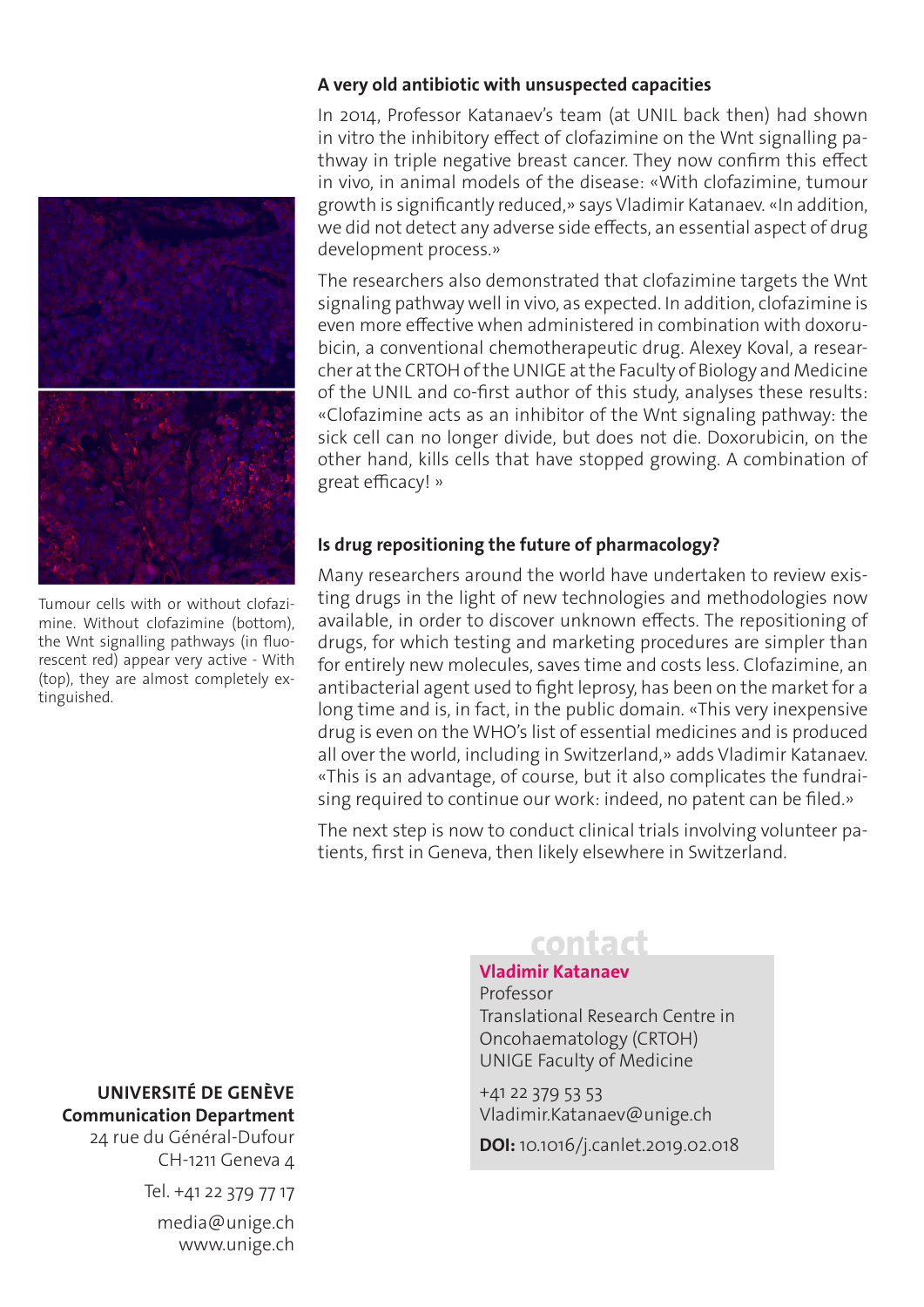## A very old antibiotic with unsuspected capacities

In 2014, Professor Katanaev's team (at UNIL back then) had shown in vitro the inhibitory effect of clofazimine on the Wnt signalling pathway in triple negative breast cancer. They now confirm this effect in vivo, in animal models of the disease: «With clofazimine, tumour growth is significantly reduced,» says Vladimir Katanaev. «In addition, we did not detect any adverse side effects, an essential aspect of drug development process.»

The researchers also demonstrated that clofazimine targets the Wnt signaling pathway well in vivo, as expected. In addition, clofazimine is even more effective when administered in combination with doxorubicin, a conventional chemotherapeutic drug. Alexey Koval, a researcher at the CRTOH of the UNIGE at the Faculty of Biology and Medicine of the UNIL and co-first author of this study, analyses these results: «Clofazimine acts as an inhibitor of the Wnt signaling pathway: the sick cell can no longer divide, but does not die. Doxorubicin, on the other hand, kills cells that have stopped growing. A combination of great efficacy! »

Tumour cells with or without clofazimine. Without clofazimine (bottom), the Wnt signalling pathways (in fluorescent red) appear very active - With (top), they are almost completely extinguished.

## Is drug repositioning the future of pharmacology?

Many researchers around the world have undertaken to review existing drugs in the light of new technologies and methodologies now available, in order to discover unknown effects. The repositioning of drugs, for which testing and marketing procedures are simpler than for entirely new molecules, saves time and costs less. Clofazimine, an antibacterial agent used to fight leprosy, has been on the market for a long time and is, in fact, in the public domain. «This very inexpensive drug is even on the WHO's list of essential medicines and is produced all over the world, including in Switzerland,» adds Vladimir Katanaev. «This is an advantage, of course, but it also complicates the fundraising required to continue our work: indeed, no patent can be filed.»

The next step is now to conduct clinical trials involving volunteer patients, first in Geneva, then likely elsewhere in Switzerland.

**UNIVERSITÉ DE GENÈVE**
**Communication Department**
24 rue du Général-Dufour
CH-1211 Geneva 4

Tel. +41 22 379 77 17

media@unige.ch
www.unige.ch

### contact

**Vladimir Katanaev**
Professor
Translational Research Centre in Oncohaematology (CRTOH)
UNIGE Faculty of Medicine

+41 22 379 53 53
Vladimir.Katanaev@unige.ch

**DOI:** 10.1016/j.canlet.2019.02.018